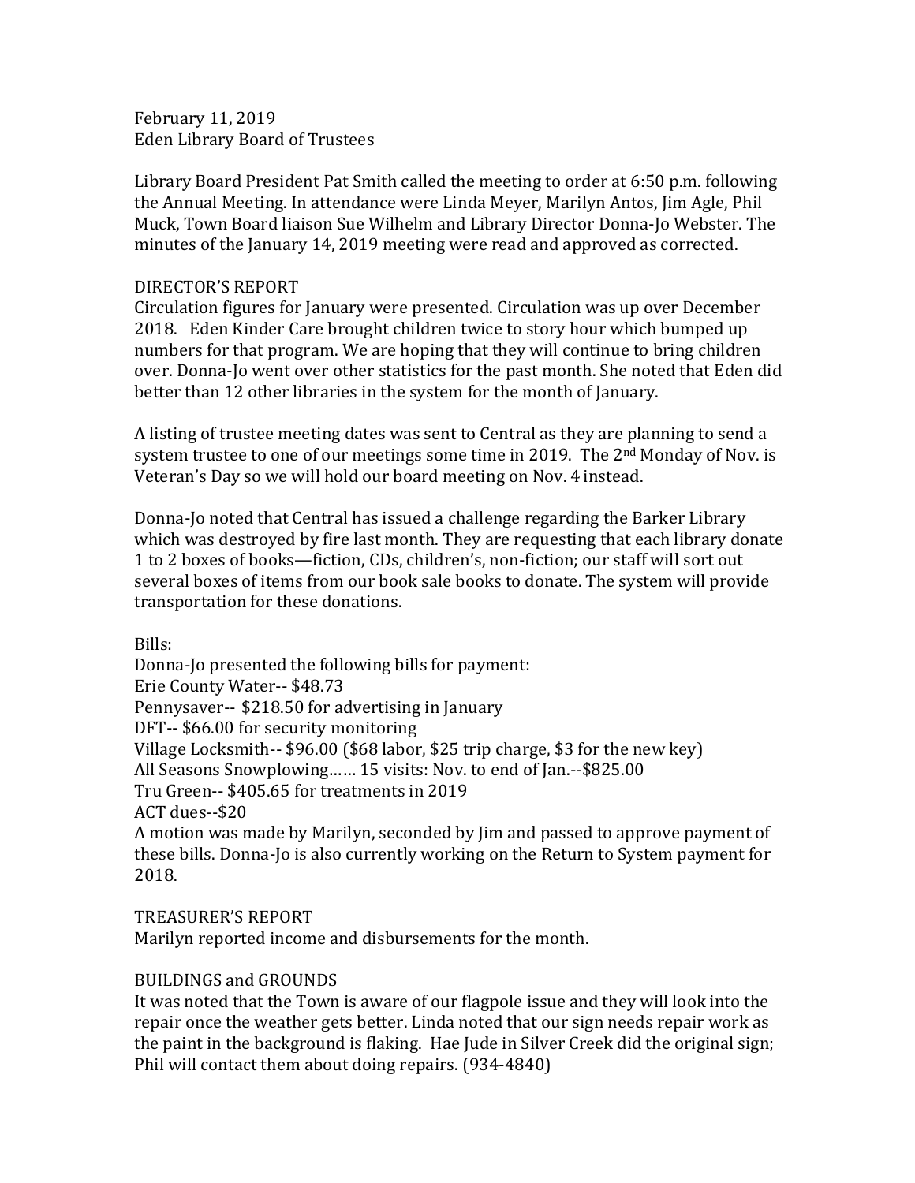February 11, 2019
Eden Library Board of Trustees

Library Board President Pat Smith called the meeting to order at 6:50 p.m. following the Annual Meeting. In attendance were Linda Meyer, Marilyn Antos, Jim Agle, Phil Muck, Town Board liaison Sue Wilhelm and Library Director Donna-Jo Webster. The minutes of the January 14, 2019 meeting were read and approved as corrected.

DIRECTOR'S REPORT
Circulation figures for January were presented. Circulation was up over December 2018. Eden Kinder Care brought children twice to story hour which bumped up numbers for that program. We are hoping that they will continue to bring children over. Donna-Jo went over other statistics for the past month. She noted that Eden did better than 12 other libraries in the system for the month of January.

A listing of trustee meeting dates was sent to Central as they are planning to send a system trustee to one of our meetings some time in 2019. The 2nd Monday of Nov. is Veteran's Day so we will hold our board meeting on Nov. 4 instead.

Donna-Jo noted that Central has issued a challenge regarding the Barker Library which was destroyed by fire last month. They are requesting that each library donate 1 to 2 boxes of books—fiction, CDs, children's, non-fiction; our staff will sort out several boxes of items from our book sale books to donate. The system will provide transportation for these donations.

Bills:
Donna-Jo presented the following bills for payment:
Erie County Water-- $48.73
Pennysaver-- $218.50 for advertising in January
DFT-- $66.00 for security monitoring
Village Locksmith-- $96.00 ($68 labor, $25 trip charge, $3 for the new key)
All Seasons Snowplowing…… 15 visits: Nov. to end of Jan.--$825.00
Tru Green-- $405.65 for treatments in 2019
ACT dues--$20
A motion was made by Marilyn, seconded by Jim and passed to approve payment of these bills. Donna-Jo is also currently working on the Return to System payment for 2018.

TREASURER'S REPORT
Marilyn reported income and disbursements for the month.

BUILDINGS and GROUNDS
It was noted that the Town is aware of our flagpole issue and they will look into the repair once the weather gets better. Linda noted that our sign needs repair work as the paint in the background is flaking. Hae Jude in Silver Creek did the original sign; Phil will contact them about doing repairs. (934-4840)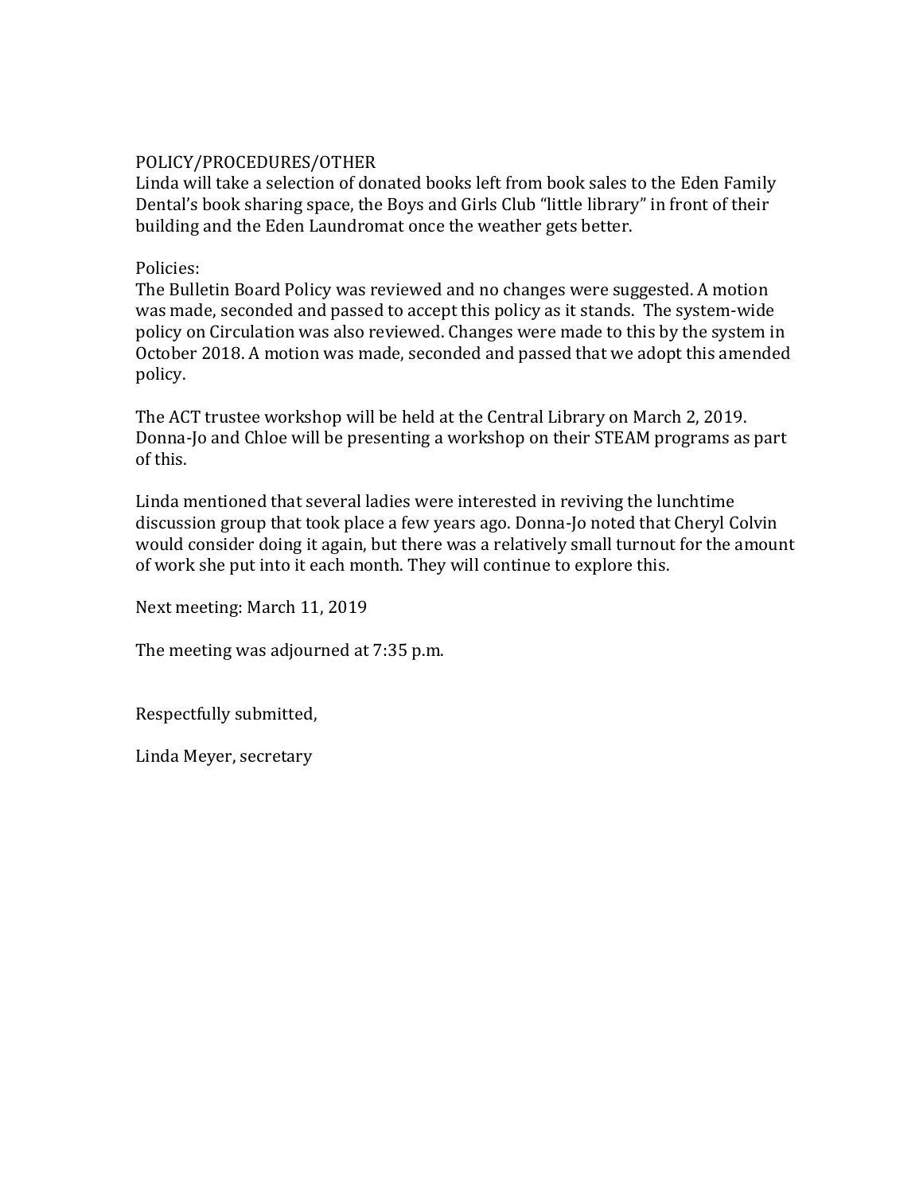POLICY/PROCEDURES/OTHER

Linda will take a selection of donated books left from book sales to the Eden Family Dental's book sharing space, the Boys and Girls Club "little library" in front of their building and the Eden Laundromat once the weather gets better.

Policies:

The Bulletin Board Policy was reviewed and no changes were suggested. A motion was made, seconded and passed to accept this policy as it stands. The system-wide policy on Circulation was also reviewed. Changes were made to this by the system in October 2018. A motion was made, seconded and passed that we adopt this amended policy.

The ACT trustee workshop will be held at the Central Library on March 2, 2019. Donna-Jo and Chloe will be presenting a workshop on their STEAM programs as part of this.

Linda mentioned that several ladies were interested in reviving the lunchtime discussion group that took place a few years ago. Donna-Jo noted that Cheryl Colvin would consider doing it again, but there was a relatively small turnout for the amount of work she put into it each month. They will continue to explore this.

Next meeting: March 11, 2019

The meeting was adjourned at 7:35 p.m.

Respectfully submitted,

Linda Meyer, secretary